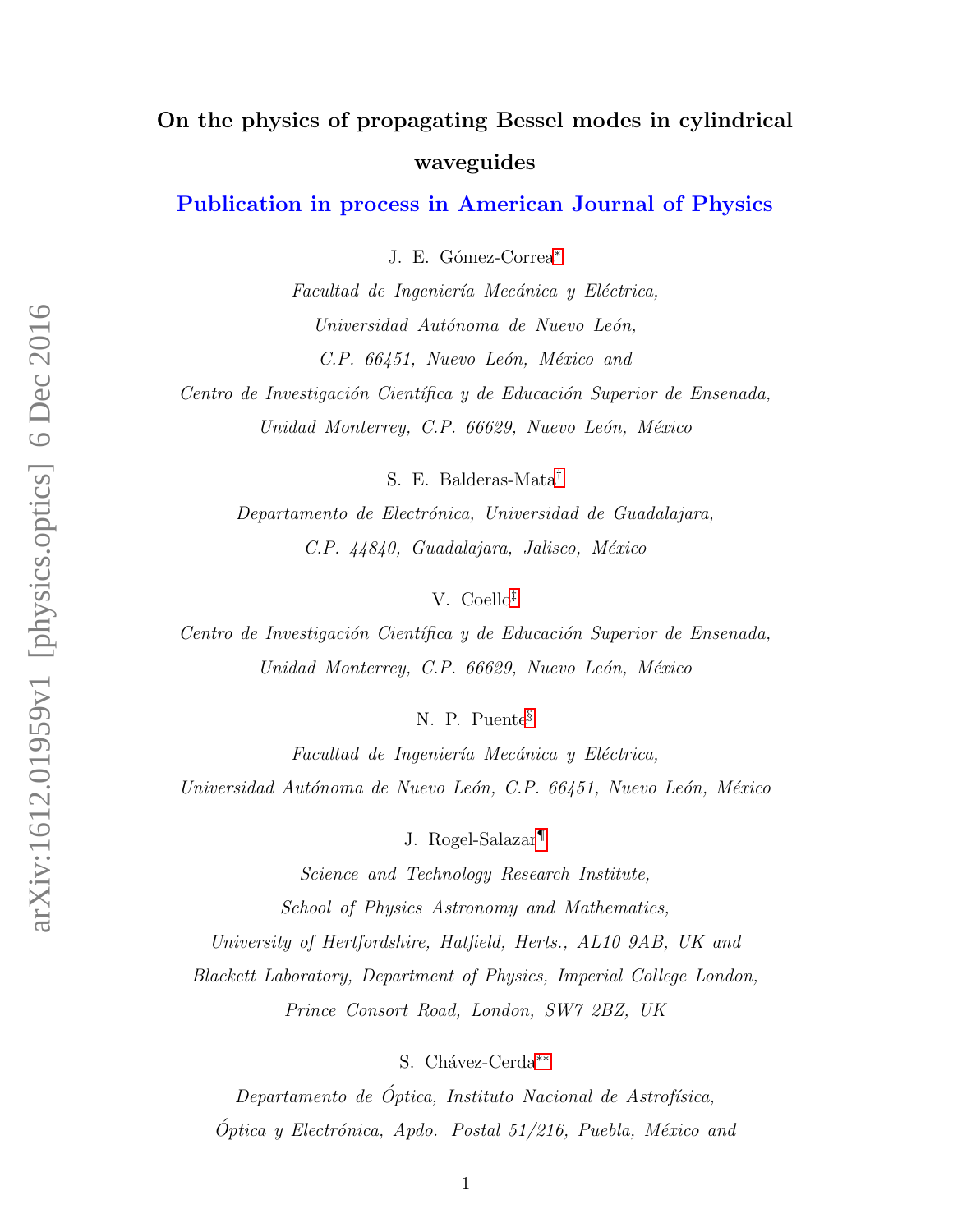# On the physics of propagating Bessel modes in cylindrical waveguides

**Publication in process in American Journal of Physics**

J. E. Gómez-Correa*

*Facultad de Ingeniería Mecánica y Eléctrica,*
*Universidad Autónoma de Nuevo León,*
*C.P. 66451, Nuevo León, México and*
*Centro de Investigación Científica y de Educación Superior de Ensenada,*
*Unidad Monterrey, C.P. 66629, Nuevo León, México*

S. E. Balderas-Mata†

*Departamento de Electrónica, Universidad de Guadalajara,*
*C.P. 44840, Guadalajara, Jalisco, México*

V. Coello‡

*Centro de Investigación Científica y de Educación Superior de Ensenada,*
*Unidad Monterrey, C.P. 66629, Nuevo León, México*

N. P. Puente§

*Facultad de Ingeniería Mecánica y Eléctrica,*
*Universidad Autónoma de Nuevo León, C.P. 66451, Nuevo León, México*

J. Rogel-Salazar¶

*Science and Technology Research Institute,*
*School of Physics Astronomy and Mathematics,*
*University of Hertfordshire, Hatfield, Herts., AL10 9AB, UK and*
*Blackett Laboratory, Department of Physics, Imperial College London,*
*Prince Consort Road, London, SW7 2BZ, UK*

S. Chávez-Cerda**

*Departamento de Óptica, Instituto Nacional de Astrofísica,*
*Óptica y Electrónica, Apdo. Postal 51/216, Puebla, México and*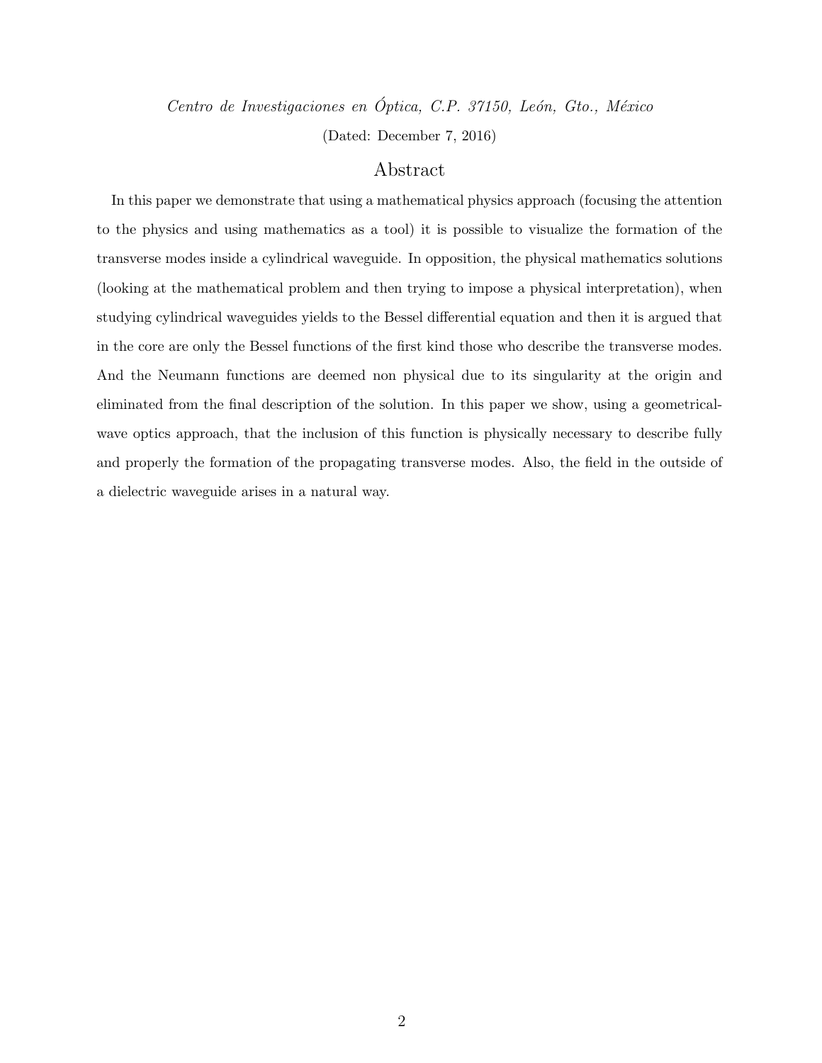*Centro de Investigaciones en Óptica, C.P. 37150, León, Gto., México*

(Dated: December 7, 2016)

## Abstract

In this paper we demonstrate that using a mathematical physics approach (focusing the attention to the physics and using mathematics as a tool) it is possible to visualize the formation of the transverse modes inside a cylindrical waveguide. In opposition, the physical mathematics solutions (looking at the mathematical problem and then trying to impose a physical interpretation), when studying cylindrical waveguides yields to the Bessel differential equation and then it is argued that in the core are only the Bessel functions of the first kind those who describe the transverse modes. And the Neumann functions are deemed non physical due to its singularity at the origin and eliminated from the final description of the solution. In this paper we show, using a geometrical-wave optics approach, that the inclusion of this function is physically necessary to describe fully and properly the formation of the propagating transverse modes. Also, the field in the outside of a dielectric waveguide arises in a natural way.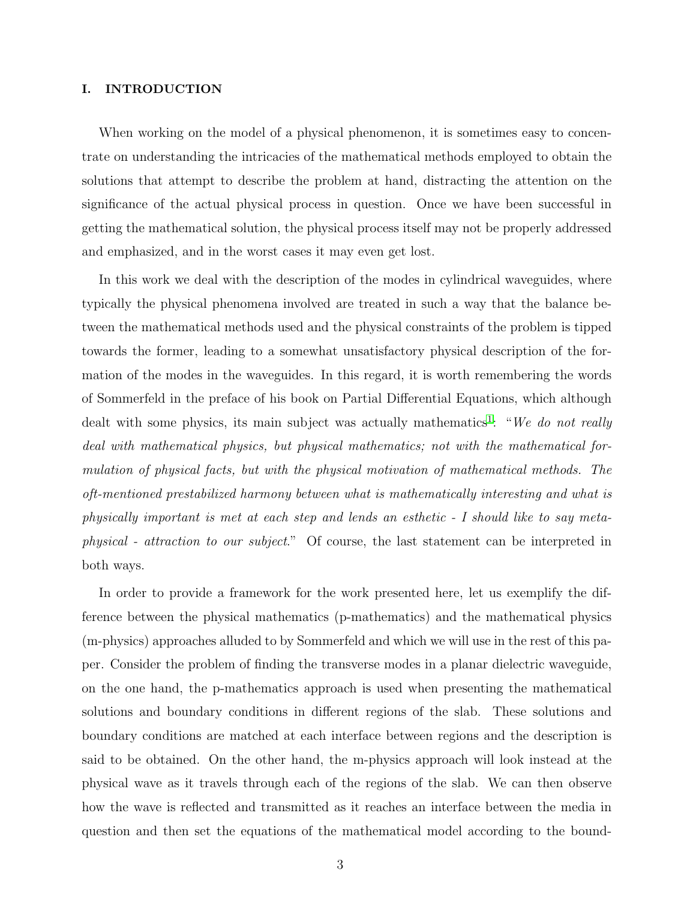## I. INTRODUCTION

When working on the model of a physical phenomenon, it is sometimes easy to concentrate on understanding the intricacies of the mathematical methods employed to obtain the solutions that attempt to describe the problem at hand, distracting the attention on the significance of the actual physical process in question. Once we have been successful in getting the mathematical solution, the physical process itself may not be properly addressed and emphasized, and in the worst cases it may even get lost.

In this work we deal with the description of the modes in cylindrical waveguides, where typically the physical phenomena involved are treated in such a way that the balance between the mathematical methods used and the physical constraints of the problem is tipped towards the former, leading to a somewhat unsatisfactory physical description of the formation of the modes in the waveguides. In this regard, it is worth remembering the words of Sommerfeld in the preface of his book on Partial Differential Equations, which although dealt with some physics, its main subject was actually mathematics[1]: "*We do not really deal with mathematical physics, but physical mathematics; not with the mathematical formulation of physical facts, but with the physical motivation of mathematical methods. The oft-mentioned prestabilized harmony between what is mathematically interesting and what is physically important is met at each step and lends an esthetic - I should like to say metaphysical - attraction to our subject.*" Of course, the last statement can be interpreted in both ways.

In order to provide a framework for the work presented here, let us exemplify the difference between the physical mathematics (p-mathematics) and the mathematical physics (m-physics) approaches alluded to by Sommerfeld and which we will use in the rest of this paper. Consider the problem of finding the transverse modes in a planar dielectric waveguide, on the one hand, the p-mathematics approach is used when presenting the mathematical solutions and boundary conditions in different regions of the slab. These solutions and boundary conditions are matched at each interface between regions and the description is said to be obtained. On the other hand, the m-physics approach will look instead at the physical wave as it travels through each of the regions of the slab. We can then observe how the wave is reflected and transmitted as it reaches an interface between the media in question and then set the equations of the mathematical model according to the bound-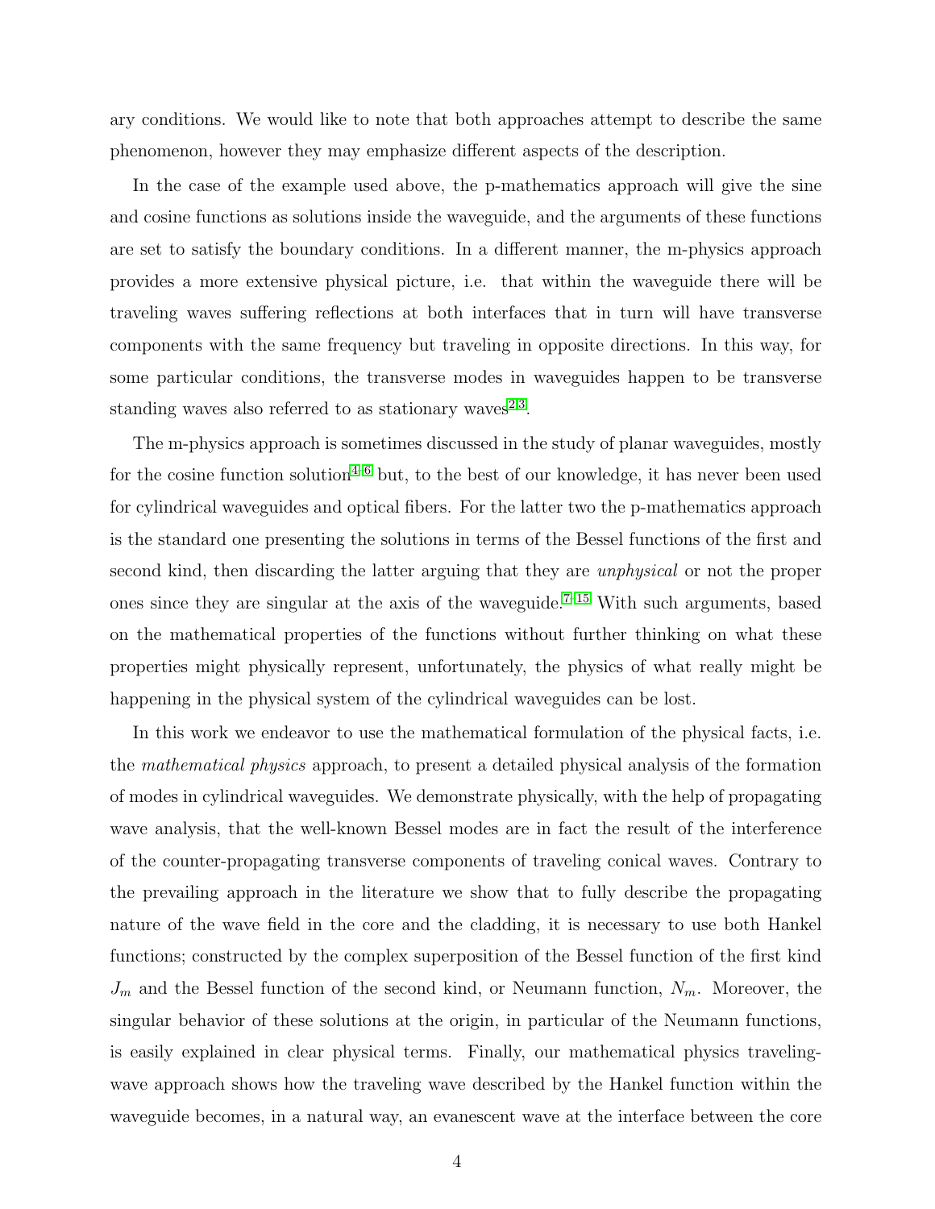ary conditions. We would like to note that both approaches attempt to describe the same phenomenon, however they may emphasize different aspects of the description.

In the case of the example used above, the p-mathematics approach will give the sine and cosine functions as solutions inside the waveguide, and the arguments of these functions are set to satisfy the boundary conditions. In a different manner, the m-physics approach provides a more extensive physical picture, i.e. that within the waveguide there will be traveling waves suffering reflections at both interfaces that in turn will have transverse components with the same frequency but traveling in opposite directions. In this way, for some particular conditions, the transverse modes in waveguides happen to be transverse standing waves also referred to as stationary waves[2,3].

The m-physics approach is sometimes discussed in the study of planar waveguides, mostly for the cosine function solution[4–6] but, to the best of our knowledge, it has never been used for cylindrical waveguides and optical fibers. For the latter two the p-mathematics approach is the standard one presenting the solutions in terms of the Bessel functions of the first and second kind, then discarding the latter arguing that they are *unphysical* or not the proper ones since they are singular at the axis of the waveguide.[7–15] With such arguments, based on the mathematical properties of the functions without further thinking on what these properties might physically represent, unfortunately, the physics of what really might be happening in the physical system of the cylindrical waveguides can be lost.

In this work we endeavor to use the mathematical formulation of the physical facts, i.e. the *mathematical physics* approach, to present a detailed physical analysis of the formation of modes in cylindrical waveguides. We demonstrate physically, with the help of propagating wave analysis, that the well-known Bessel modes are in fact the result of the interference of the counter-propagating transverse components of traveling conical waves. Contrary to the prevailing approach in the literature we show that to fully describe the propagating nature of the wave field in the core and the cladding, it is necessary to use both Hankel functions; constructed by the complex superposition of the Bessel function of the first kind $J_m$ and the Bessel function of the second kind, or Neumann function, $N_m$. Moreover, the singular behavior of these solutions at the origin, in particular of the Neumann functions, is easily explained in clear physical terms. Finally, our mathematical physics traveling-wave approach shows how the traveling wave described by the Hankel function within the waveguide becomes, in a natural way, an evanescent wave at the interface between the core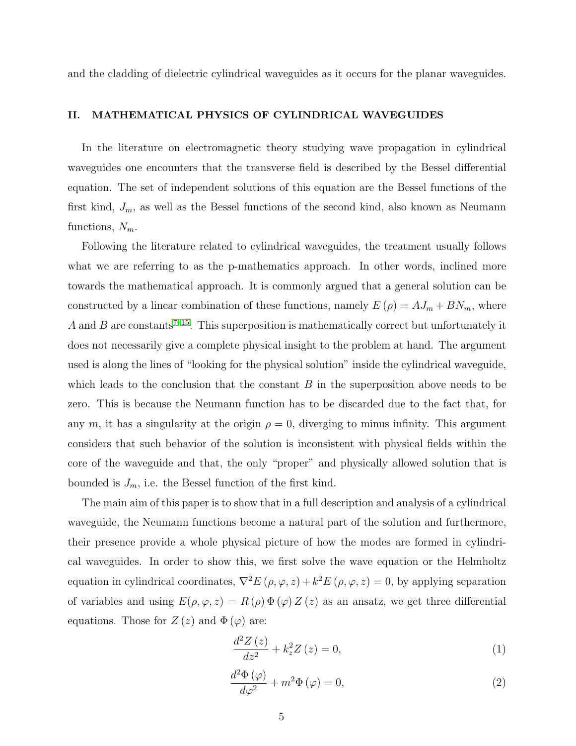and the cladding of dielectric cylindrical waveguides as it occurs for the planar waveguides.

## II. MATHEMATICAL PHYSICS OF CYLINDRICAL WAVEGUIDES

In the literature on electromagnetic theory studying wave propagation in cylindrical waveguides one encounters that the transverse field is described by the Bessel differential equation. The set of independent solutions of this equation are the Bessel functions of the first kind, $J_m$, as well as the Bessel functions of the second kind, also known as Neumann functions, $N_m$.

Following the literature related to cylindrical waveguides, the treatment usually follows what we are referring to as the p-mathematics approach. In other words, inclined more towards the mathematical approach. It is commonly argued that a general solution can be constructed by a linear combination of these functions, namely $E(\rho) = AJ_m + BN_m$, where $A$ and $B$ are constants[7–15]. This superposition is mathematically correct but unfortunately it does not necessarily give a complete physical insight to the problem at hand. The argument used is along the lines of "looking for the physical solution" inside the cylindrical waveguide, which leads to the conclusion that the constant $B$ in the superposition above needs to be zero. This is because the Neumann function has to be discarded due to the fact that, for any $m$, it has a singularity at the origin $\rho = 0$, diverging to minus infinity. This argument considers that such behavior of the solution is inconsistent with physical fields within the core of the waveguide and that, the only "proper" and physically allowed solution that is bounded is $J_m$, i.e. the Bessel function of the first kind.

The main aim of this paper is to show that in a full description and analysis of a cylindrical waveguide, the Neumann functions become a natural part of the solution and furthermore, their presence provide a whole physical picture of how the modes are formed in cylindrical waveguides. In order to show this, we first solve the wave equation or the Helmholtz equation in cylindrical coordinates, $\nabla^2 E(\rho, \varphi, z) + k^2 E(\rho, \varphi, z) = 0$, by applying separation of variables and using $E(\rho, \varphi, z) = R(\rho)\,\Phi(\varphi)\,Z(z)$ as an ansatz, we get three differential equations. Those for $Z(z)$ and $\Phi(\varphi)$ are:

$$\frac{d^2 Z(z)}{dz^2} + k_z^2 Z(z) = 0, \tag{1}$$

$$\frac{d^2 \Phi(\varphi)}{d\varphi^2} + m^2 \Phi(\varphi) = 0, \tag{2}$$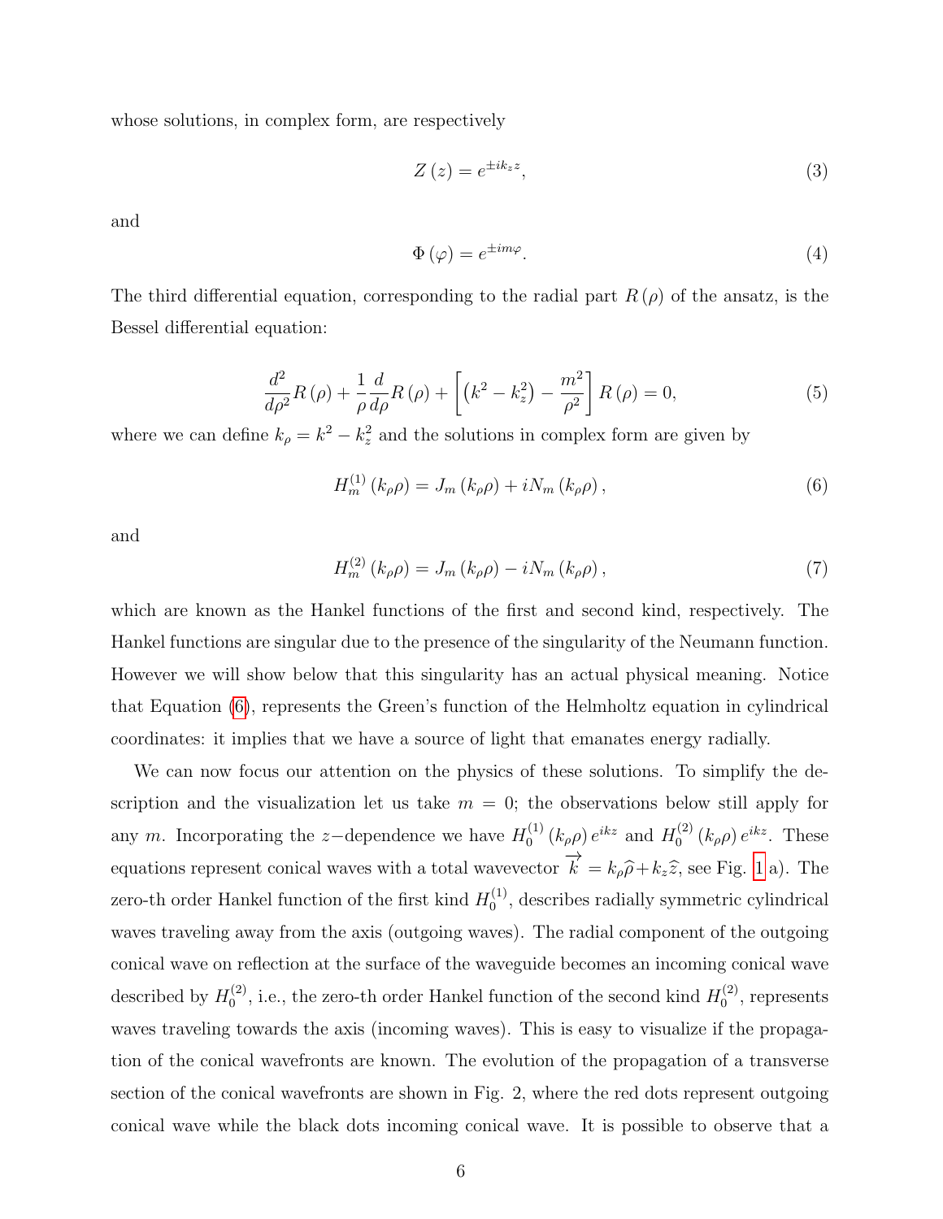whose solutions, in complex form, are respectively

$$Z(z) = e^{\pm i k_z z}, \tag{3}$$

and

$$\Phi(\varphi) = e^{\pm i m \varphi}. \tag{4}$$

The third differential equation, corresponding to the radial part $R(\rho)$ of the ansatz, is the Bessel differential equation:

$$\frac{d^2}{d\rho^2} R(\rho) + \frac{1}{\rho}\frac{d}{d\rho} R(\rho) + \left[\left(k^2 - k_z^2\right) - \frac{m^2}{\rho^2}\right] R(\rho) = 0, \tag{5}$$

where we can define $k_\rho = k^2 - k_z^2$ and the solutions in complex form are given by

$$H_m^{(1)}(k_\rho \rho) = J_m(k_\rho \rho) + i N_m(k_\rho \rho), \tag{6}$$

and

$$H_m^{(2)}(k_\rho \rho) = J_m(k_\rho \rho) - i N_m(k_\rho \rho), \tag{7}$$

which are known as the Hankel functions of the first and second kind, respectively. The Hankel functions are singular due to the presence of the singularity of the Neumann function. However we will show below that this singularity has an actual physical meaning. Notice that Equation (6), represents the Green's function of the Helmholtz equation in cylindrical coordinates: it implies that we have a source of light that emanates energy radially.

We can now focus our attention on the physics of these solutions. To simplify the description and the visualization let us take $m = 0$; the observations below still apply for any $m$. Incorporating the $z-$dependence we have $H_0^{(1)}(k_\rho \rho) e^{ikz}$ and $H_0^{(2)}(k_\rho \rho) e^{ikz}$. These equations represent conical waves with a total wavevector $\overrightarrow{k} = k_\rho \widehat{\rho} + k_z \widehat{z}$, see Fig. 1 a). The zero-th order Hankel function of the first kind $H_0^{(1)}$, describes radially symmetric cylindrical waves traveling away from the axis (outgoing waves). The radial component of the outgoing conical wave on reflection at the surface of the waveguide becomes an incoming conical wave described by $H_0^{(2)}$, i.e., the zero-th order Hankel function of the second kind $H_0^{(2)}$, represents waves traveling towards the axis (incoming waves). This is easy to visualize if the propagation of the conical wavefronts are known. The evolution of the propagation of a transverse section of the conical wavefronts are shown in Fig. 2, where the red dots represent outgoing conical wave while the black dots incoming conical wave. It is possible to observe that a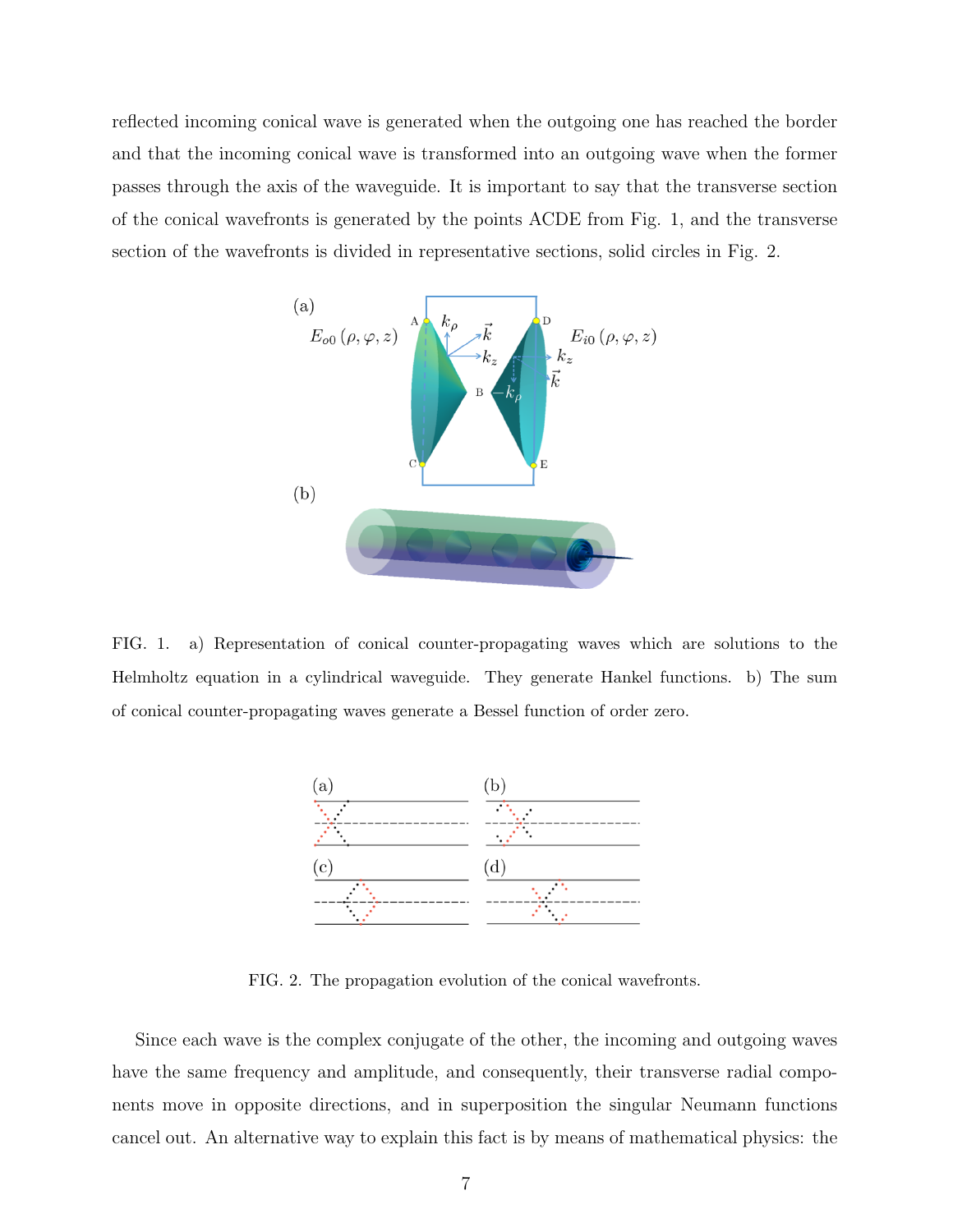reflected incoming conical wave is generated when the outgoing one has reached the border and that the incoming conical wave is transformed into an outgoing wave when the former passes through the axis of the waveguide. It is important to say that the transverse section of the conical wavefronts is generated by the points ACDE from Fig. 1, and the transverse section of the wavefronts is divided in representative sections, solid circles in Fig. 2.

FIG. 1. a) Representation of conical counter-propagating waves which are solutions to the Helmholtz equation in a cylindrical waveguide. They generate Hankel functions. b) The sum of conical counter-propagating waves generate a Bessel function of order zero.

FIG. 2. The propagation evolution of the conical wavefronts.

Since each wave is the complex conjugate of the other, the incoming and outgoing waves have the same frequency and amplitude, and consequently, their transverse radial components move in opposite directions, and in superposition the singular Neumann functions cancel out. An alternative way to explain this fact is by means of mathematical physics: the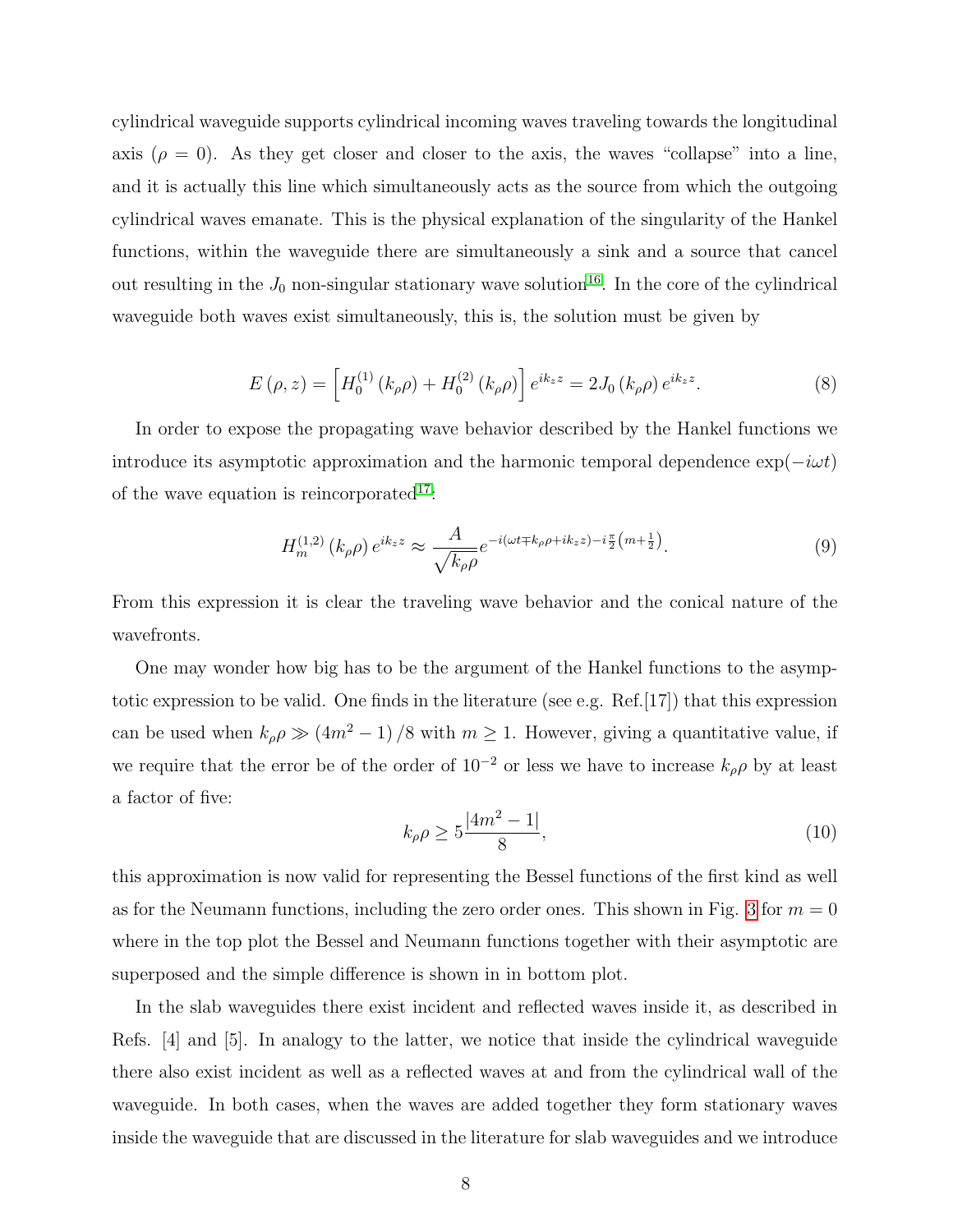cylindrical waveguide supports cylindrical incoming waves traveling towards the longitudinal axis ($\rho = 0$). As they get closer and closer to the axis, the waves "collapse" into a line, and it is actually this line which simultaneously acts as the source from which the outgoing cylindrical waves emanate. This is the physical explanation of the singularity of the Hankel functions, within the waveguide there are simultaneously a sink and a source that cancel out resulting in the $J_0$ non-singular stationary wave solution[16]. In the core of the cylindrical waveguide both waves exist simultaneously, this is, the solution must be given by

$$E(\rho, z) = \left[ H_0^{(1)}(k_\rho \rho) + H_0^{(2)}(k_\rho \rho) \right] e^{ik_z z} = 2J_0(k_\rho \rho) e^{ik_z z}. \tag{8}$$

In order to expose the propagating wave behavior described by the Hankel functions we introduce its asymptotic approximation and the harmonic temporal dependence $\exp(-i\omega t)$ of the wave equation is reincorporated[17]:

$$H_m^{(1,2)}(k_\rho \rho) e^{ik_z z} \approx \frac{A}{\sqrt{k_\rho \rho}} e^{-i(\omega t \mp k_\rho \rho + ik_z z) - i\frac{\pi}{2}\left(m + \frac{1}{2}\right)}. \tag{9}$$

From this expression it is clear the traveling wave behavior and the conical nature of the wavefronts.

One may wonder how big has to be the argument of the Hankel functions to the asymptotic expression to be valid. One finds in the literature (see e.g. Ref.[17]) that this expression can be used when $k_\rho \rho \gg (4m^2 - 1)/8$ with $m \geq 1$. However, giving a quantitative value, if we require that the error be of the order of $10^{-2}$ or less we have to increase $k_\rho \rho$ by at least a factor of five:

$$k_\rho \rho \geq 5 \frac{|4m^2 - 1|}{8}, \tag{10}$$

this approximation is now valid for representing the Bessel functions of the first kind as well as for the Neumann functions, including the zero order ones. This shown in Fig. 3 for $m = 0$ where in the top plot the Bessel and Neumann functions together with their asymptotic are superposed and the simple difference is shown in in bottom plot.

In the slab waveguides there exist incident and reflected waves inside it, as described in Refs. [4] and [5]. In analogy to the latter, we notice that inside the cylindrical waveguide there also exist incident as well as a reflected waves at and from the cylindrical wall of the waveguide. In both cases, when the waves are added together they form stationary waves inside the waveguide that are discussed in the literature for slab waveguides and we introduce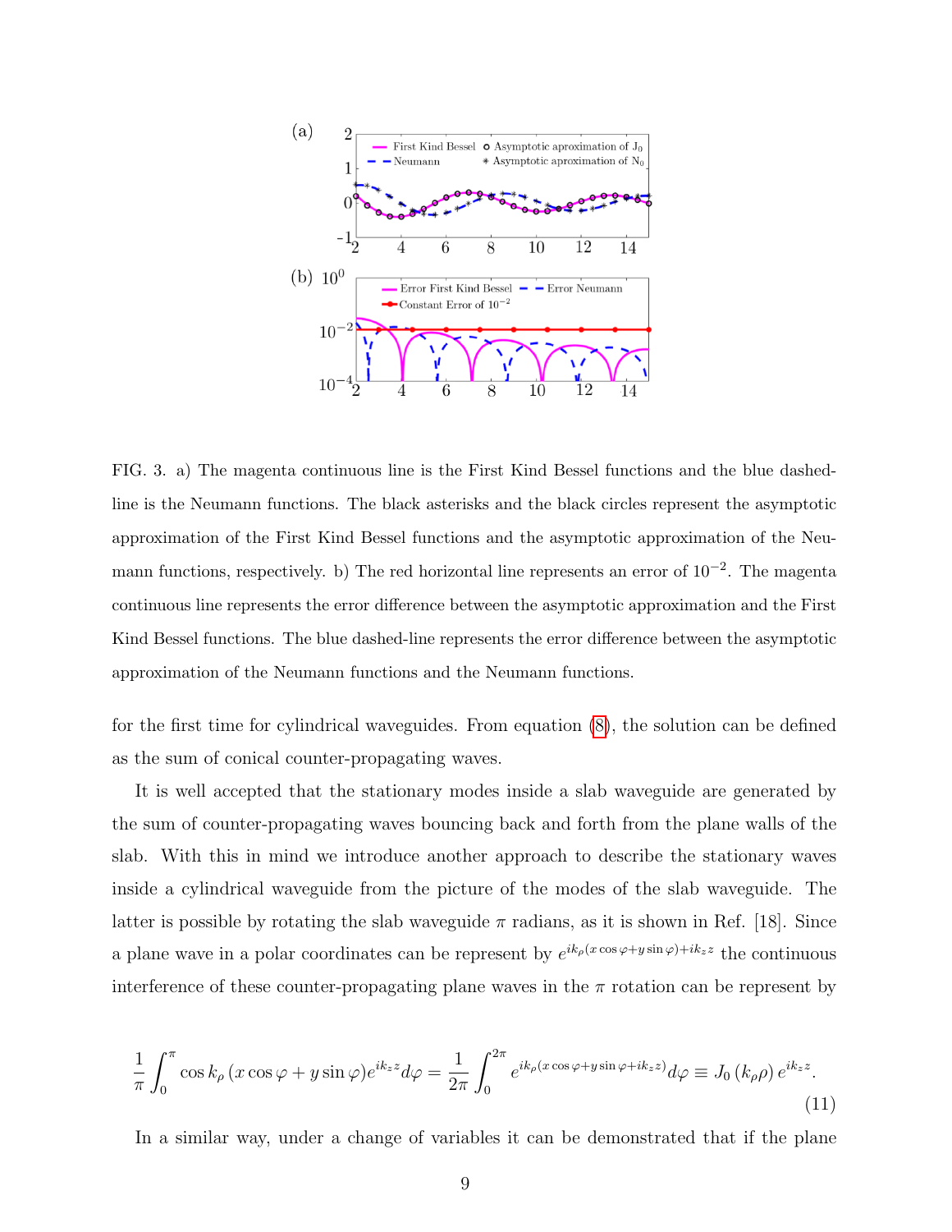FIG. 3. a) The magenta continuous line is the First Kind Bessel functions and the blue dashed-line is the Neumann functions. The black asterisks and the black circles represent the asymptotic approximation of the First Kind Bessel functions and the asymptotic approximation of the Neumann functions, respectively. b) The red horizontal line represents an error of $10^{-2}$. The magenta continuous line represents the error difference between the asymptotic approximation and the First Kind Bessel functions. The blue dashed-line represents the error difference between the asymptotic approximation of the Neumann functions and the Neumann functions.

for the first time for cylindrical waveguides. From equation (8), the solution can be defined as the sum of conical counter-propagating waves.

It is well accepted that the stationary modes inside a slab waveguide are generated by the sum of counter-propagating waves bouncing back and forth from the plane walls of the slab. With this in mind we introduce another approach to describe the stationary waves inside a cylindrical waveguide from the picture of the modes of the slab waveguide. The latter is possible by rotating the slab waveguide $\pi$ radians, as it is shown in Ref. [18]. Since a plane wave in a polar coordinates can be represent by $e^{ik_\rho(x\cos\varphi+y\sin\varphi)+ik_z z}$ the continuous interference of these counter-propagating plane waves in the $\pi$ rotation can be represent by

$$\frac{1}{\pi}\int_0^{\pi}\cos k_\rho\left(x\cos\varphi+y\sin\varphi\right)e^{ik_z z}d\varphi=\frac{1}{2\pi}\int_0^{2\pi}e^{ik_\rho(x\cos\varphi+y\sin\varphi+ik_z z)}d\varphi\equiv J_0\left(k_\rho\rho\right)e^{ik_z z}. \tag{11}$$

In a similar way, under a change of variables it can be demonstrated that if the plane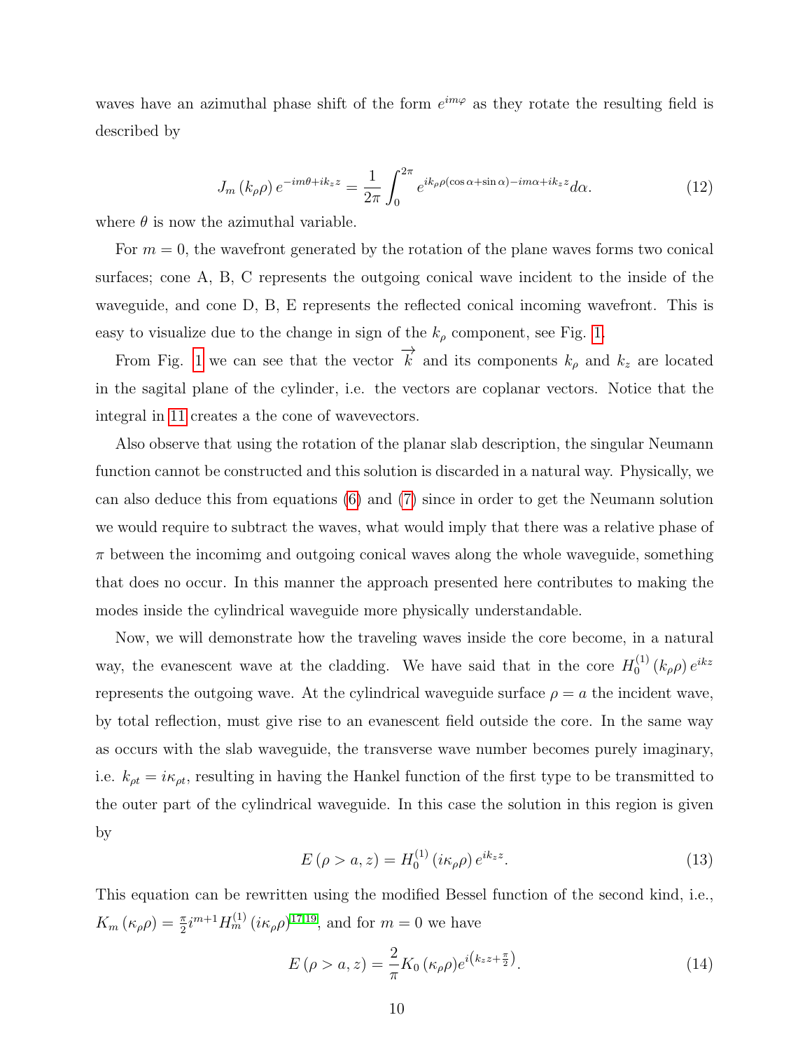waves have an azimuthal phase shift of the form $e^{im\varphi}$ as they rotate the resulting field is described by

$$J_m(k_\rho \rho)\, e^{-im\theta + ik_z z} = \frac{1}{2\pi}\int_0^{2\pi} e^{ik_\rho \rho(\cos\alpha + \sin\alpha) - im\alpha + ik_z z} d\alpha. \tag{12}$$

where $\theta$ is now the azimuthal variable.

For $m = 0$, the wavefront generated by the rotation of the plane waves forms two conical surfaces; cone A, B, C represents the outgoing conical wave incident to the inside of the waveguide, and cone D, B, E represents the reflected conical incoming wavefront. This is easy to visualize due to the change in sign of the $k_\rho$ component, see Fig. 1.

From Fig. 1 we can see that the vector $\overrightarrow{k}$ and its components $k_\rho$ and $k_z$ are located in the sagital plane of the cylinder, i.e. the vectors are coplanar vectors. Notice that the integral in 11 creates a the cone of wavevectors.

Also observe that using the rotation of the planar slab description, the singular Neumann function cannot be constructed and this solution is discarded in a natural way. Physically, we can also deduce this from equations (6) and (7) since in order to get the Neumann solution we would require to subtract the waves, what would imply that there was a relative phase of $\pi$ between the incomimg and outgoing conical waves along the whole waveguide, something that does no occur. In this manner the approach presented here contributes to making the modes inside the cylindrical waveguide more physically understandable.

Now, we will demonstrate how the traveling waves inside the core become, in a natural way, the evanescent wave at the cladding. We have said that in the core $H_0^{(1)}(k_\rho \rho)\, e^{ikz}$ represents the outgoing wave. At the cylindrical waveguide surface $\rho = a$ the incident wave, by total reflection, must give rise to an evanescent field outside the core. In the same way as occurs with the slab waveguide, the transverse wave number becomes purely imaginary, i.e. $k_{\rho t} = i\kappa_{\rho t}$, resulting in having the Hankel function of the first type to be transmitted to the outer part of the cylindrical waveguide. In this case the solution in this region is given by

$$E(\rho > a, z) = H_0^{(1)}(i\kappa_\rho \rho)\, e^{ik_z z}. \tag{13}$$

This equation can be rewritten using the modified Bessel function of the second kind, i.e., $K_m(\kappa_\rho \rho) = \frac{\pi}{2} i^{m+1} H_m^{(1)}(i\kappa_\rho \rho)$[17,19], and for $m = 0$ we have

$$E(\rho > a, z) = \frac{2}{\pi} K_0(\kappa_\rho \rho) e^{i\left(k_z z + \frac{\pi}{2}\right)}. \tag{14}$$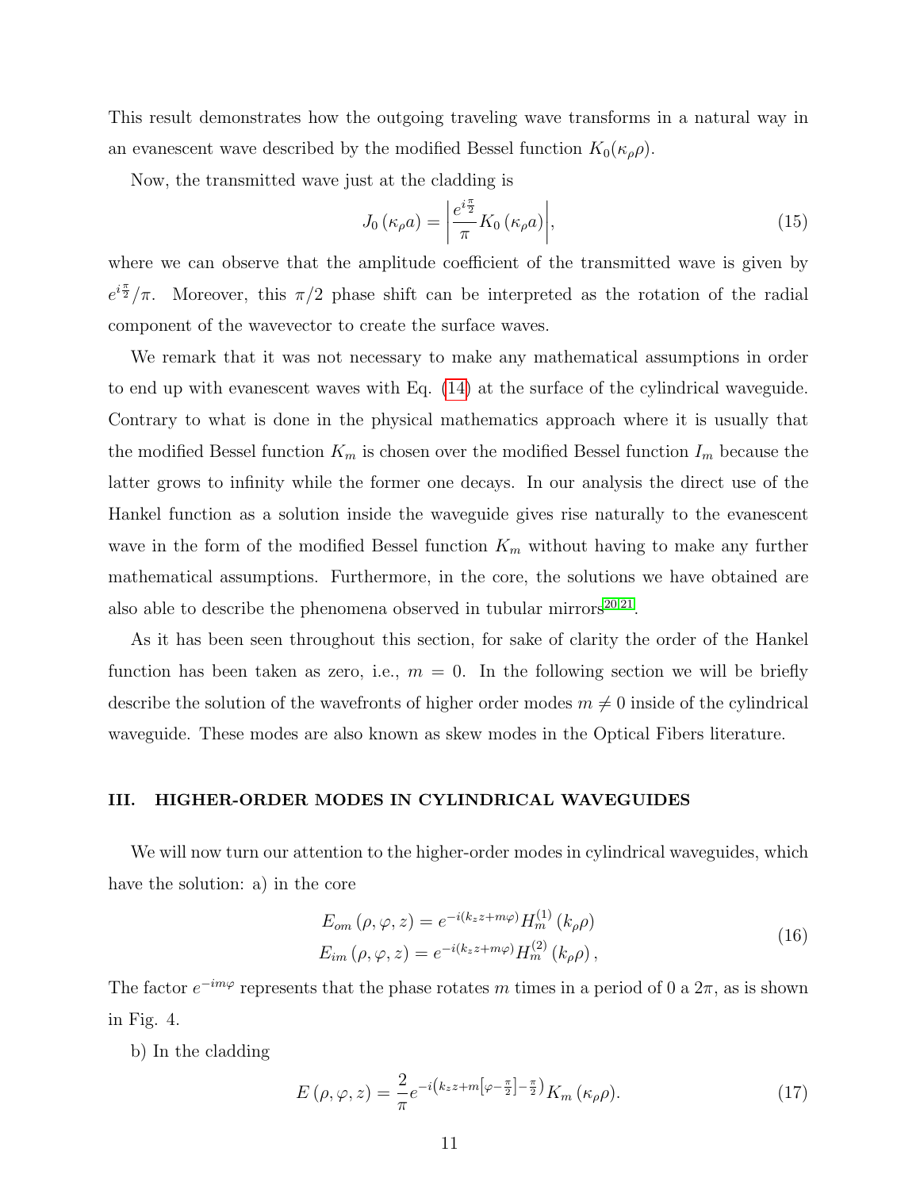This result demonstrates how the outgoing traveling wave transforms in a natural way in an evanescent wave described by the modified Bessel function $K_0(\kappa_\rho \rho)$.

Now, the transmitted wave just at the cladding is

$$J_0\left(\kappa_\rho a\right) = \left| \frac{e^{i\frac{\pi}{2}}}{\pi} K_0\left(\kappa_\rho a\right) \right|, \tag{15}$$

where we can observe that the amplitude coefficient of the transmitted wave is given by $e^{i\frac{\pi}{2}}/\pi$. Moreover, this $\pi/2$ phase shift can be interpreted as the rotation of the radial component of the wavevector to create the surface waves.

We remark that it was not necessary to make any mathematical assumptions in order to end up with evanescent waves with Eq. (14) at the surface of the cylindrical waveguide. Contrary to what is done in the physical mathematics approach where it is usually that the modified Bessel function $K_m$ is chosen over the modified Bessel function $I_m$ because the latter grows to infinity while the former one decays. In our analysis the direct use of the Hankel function as a solution inside the waveguide gives rise naturally to the evanescent wave in the form of the modified Bessel function $K_m$ without having to make any further mathematical assumptions. Furthermore, in the core, the solutions we have obtained are also able to describe the phenomena observed in tubular mirrors[20,21].

As it has been seen throughout this section, for sake of clarity the order of the Hankel function has been taken as zero, i.e., $m = 0$. In the following section we will be briefly describe the solution of the wavefronts of higher order modes $m \neq 0$ inside of the cylindrical waveguide. These modes are also known as skew modes in the Optical Fibers literature.

## III. HIGHER-ORDER MODES IN CYLINDRICAL WAVEGUIDES

We will now turn our attention to the higher-order modes in cylindrical waveguides, which have the solution: a) in the core

$$\begin{aligned} E_{om}\left(\rho, \varphi, z\right) &= e^{-i\left(k_z z + m\varphi\right)} H_m^{(1)}\left(k_\rho \rho\right) \\ E_{im}\left(\rho, \varphi, z\right) &= e^{-i\left(k_z z + m\varphi\right)} H_m^{(2)}\left(k_\rho \rho\right), \end{aligned} \tag{16}$$

The factor $e^{-im\varphi}$ represents that the phase rotates $m$ times in a period of 0 a $2\pi$, as is shown in Fig. 4.

b) In the cladding

$$E\left(\rho, \varphi, z\right) = \frac{2}{\pi} e^{-i\left(k_z z + m\left[\varphi - \frac{\pi}{2}\right] - \frac{\pi}{2}\right)} K_m\left(\kappa_\rho \rho\right). \tag{17}$$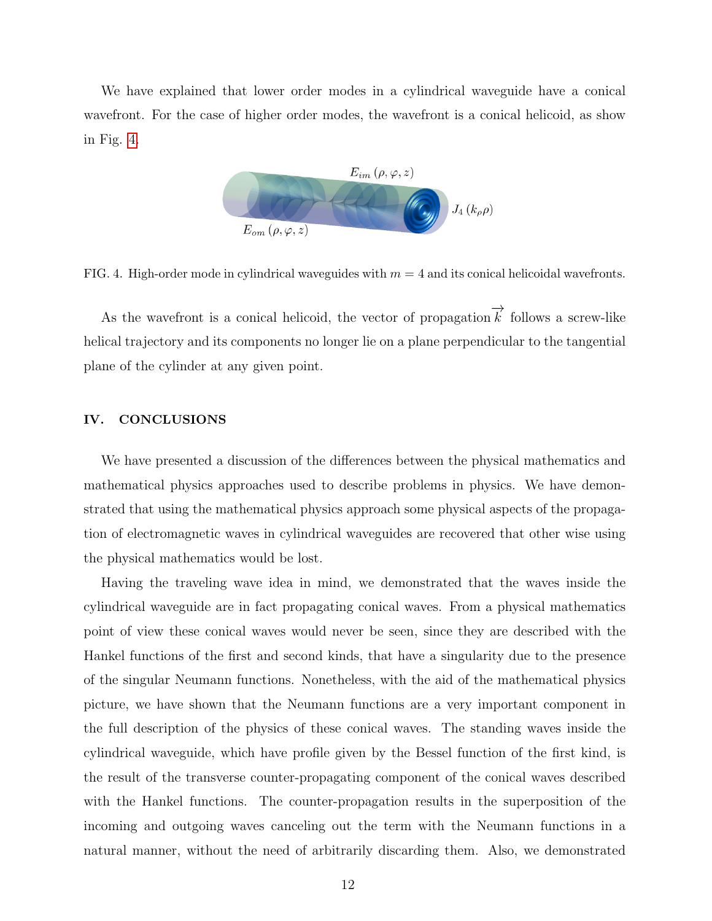We have explained that lower order modes in a cylindrical waveguide have a conical wavefront. For the case of higher order modes, the wavefront is a conical helicoid, as show in Fig. 4.

FIG. 4. High-order mode in cylindrical waveguides with $m = 4$ and its conical helicoidal wavefronts.

As the wavefront is a conical helicoid, the vector of propagation $\overrightarrow{k}$ follows a screw-like helical trajectory and its components no longer lie on a plane perpendicular to the tangential plane of the cylinder at any given point.

## IV. CONCLUSIONS

We have presented a discussion of the differences between the physical mathematics and mathematical physics approaches used to describe problems in physics. We have demonstrated that using the mathematical physics approach some physical aspects of the propagation of electromagnetic waves in cylindrical waveguides are recovered that other wise using the physical mathematics would be lost.

Having the traveling wave idea in mind, we demonstrated that the waves inside the cylindrical waveguide are in fact propagating conical waves. From a physical mathematics point of view these conical waves would never be seen, since they are described with the Hankel functions of the first and second kinds, that have a singularity due to the presence of the singular Neumann functions. Nonetheless, with the aid of the mathematical physics picture, we have shown that the Neumann functions are a very important component in the full description of the physics of these conical waves. The standing waves inside the cylindrical waveguide, which have profile given by the Bessel function of the first kind, is the result of the transverse counter-propagating component of the conical waves described with the Hankel functions. The counter-propagation results in the superposition of the incoming and outgoing waves canceling out the term with the Neumann functions in a natural manner, without the need of arbitrarily discarding them. Also, we demonstrated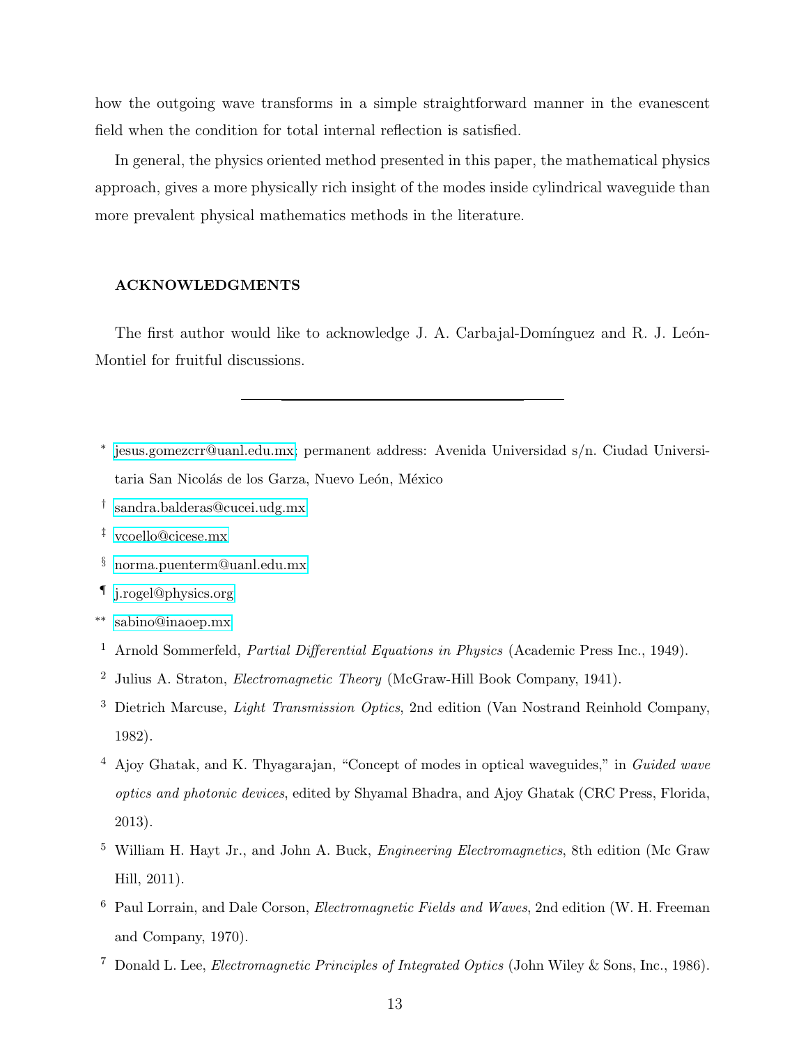how the outgoing wave transforms in a simple straightforward manner in the evanescent field when the condition for total internal reflection is satisfied.

In general, the physics oriented method presented in this paper, the mathematical physics approach, gives a more physically rich insight of the modes inside cylindrical waveguide than more prevalent physical mathematics methods in the literature.

## ACKNOWLEDGMENTS

The first author would like to acknowledge J. A. Carbajal-Domínguez and R. J. León-Montiel for fruitful discussions.

---

[*] jesus.gomezcrr@uanl.edu.mx; permanent address: Avenida Universidad s/n. Ciudad Universitaria San Nicolás de los Garza, Nuevo León, México

[†] sandra.balderas@cucei.udg.mx

[‡] vcoello@cicese.mx

[§] norma.puenterm@uanl.edu.mx

[¶] j.rogel@physics.org

[**] sabino@inaoep.mx

[1] Arnold Sommerfeld, *Partial Differential Equations in Physics* (Academic Press Inc., 1949).

[2] Julius A. Straton, *Electromagnetic Theory* (McGraw-Hill Book Company, 1941).

[3] Dietrich Marcuse, *Light Transmission Optics*, 2nd edition (Van Nostrand Reinhold Company, 1982).

[4] Ajoy Ghatak, and K. Thyagarajan, "Concept of modes in optical waveguides," in *Guided wave optics and photonic devices*, edited by Shyamal Bhadra, and Ajoy Ghatak (CRC Press, Florida, 2013).

[5] William H. Hayt Jr., and John A. Buck, *Engineering Electromagnetics*, 8th edition (Mc Graw Hill, 2011).

[6] Paul Lorrain, and Dale Corson, *Electromagnetic Fields and Waves*, 2nd edition (W. H. Freeman and Company, 1970).

[7] Donald L. Lee, *Electromagnetic Principles of Integrated Optics* (John Wiley & Sons, Inc., 1986).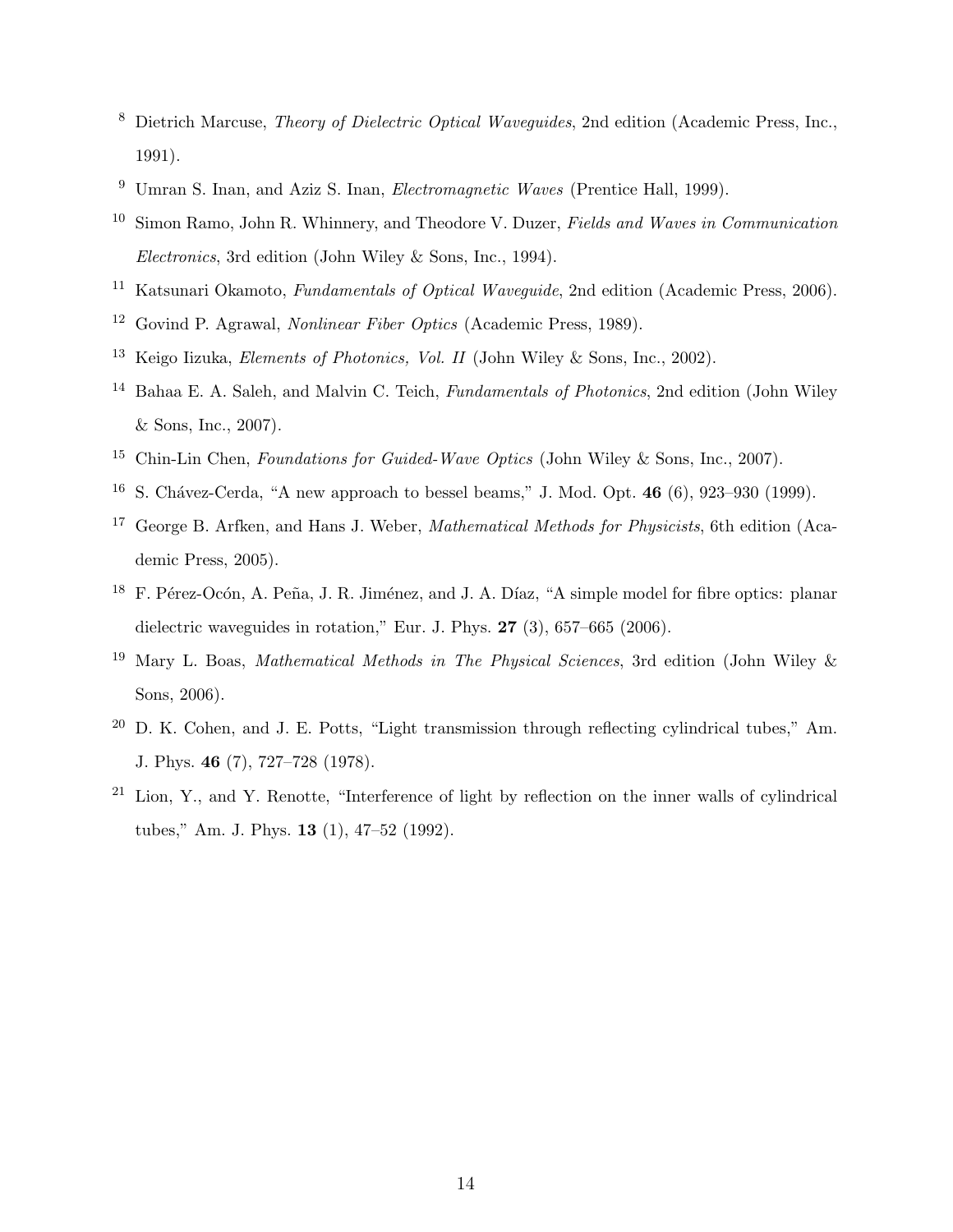[8] Dietrich Marcuse, *Theory of Dielectric Optical Waveguides*, 2nd edition (Academic Press, Inc., 1991).

[9] Umran S. Inan, and Aziz S. Inan, *Electromagnetic Waves* (Prentice Hall, 1999).

[10] Simon Ramo, John R. Whinnery, and Theodore V. Duzer, *Fields and Waves in Communication Electronics*, 3rd edition (John Wiley & Sons, Inc., 1994).

[11] Katsunari Okamoto, *Fundamentals of Optical Waveguide*, 2nd edition (Academic Press, 2006).

[12] Govind P. Agrawal, *Nonlinear Fiber Optics* (Academic Press, 1989).

[13] Keigo Iizuka, *Elements of Photonics, Vol. II* (John Wiley & Sons, Inc., 2002).

[14] Bahaa E. A. Saleh, and Malvin C. Teich, *Fundamentals of Photonics*, 2nd edition (John Wiley & Sons, Inc., 2007).

[15] Chin-Lin Chen, *Foundations for Guided-Wave Optics* (John Wiley & Sons, Inc., 2007).

[16] S. Chávez-Cerda, "A new approach to bessel beams," J. Mod. Opt. **46** (6), 923–930 (1999).

[17] George B. Arfken, and Hans J. Weber, *Mathematical Methods for Physicists*, 6th edition (Academic Press, 2005).

[18] F. Pérez-Ocón, A. Peña, J. R. Jiménez, and J. A. Díaz, "A simple model for fibre optics: planar dielectric waveguides in rotation," Eur. J. Phys. **27** (3), 657–665 (2006).

[19] Mary L. Boas, *Mathematical Methods in The Physical Sciences*, 3rd edition (John Wiley & Sons, 2006).

[20] D. K. Cohen, and J. E. Potts, "Light transmission through reflecting cylindrical tubes," Am. J. Phys. **46** (7), 727–728 (1978).

[21] Lion, Y., and Y. Renotte, "Interference of light by reflection on the inner walls of cylindrical tubes," Am. J. Phys. **13** (1), 47–52 (1992).